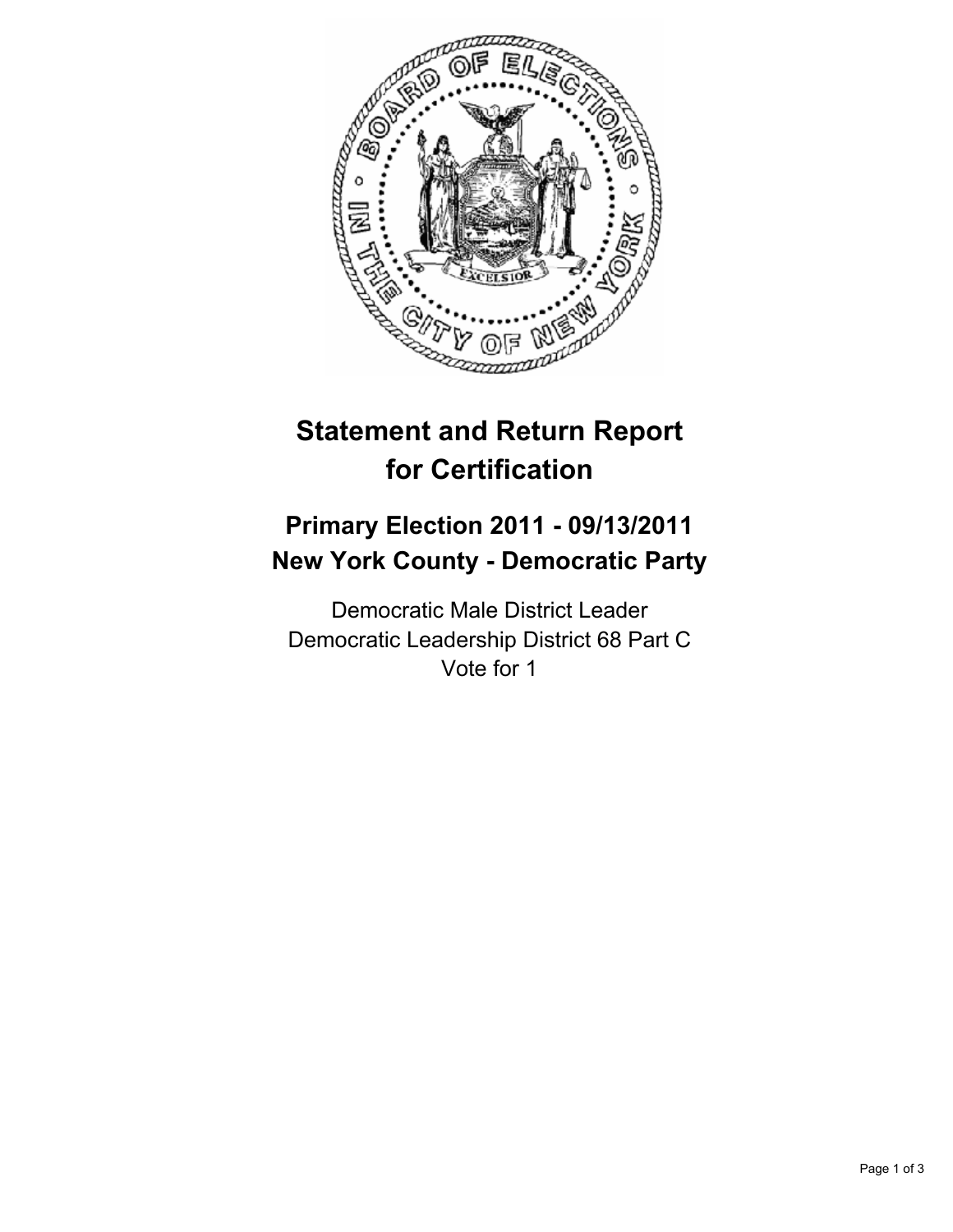# Statement and Return Report for Certification

## Primary Election 2011 - 09/13/2011
## New York County - Democratic Party

Democratic Male District Leader
Democratic Leadership District 68 Part C
Vote for 1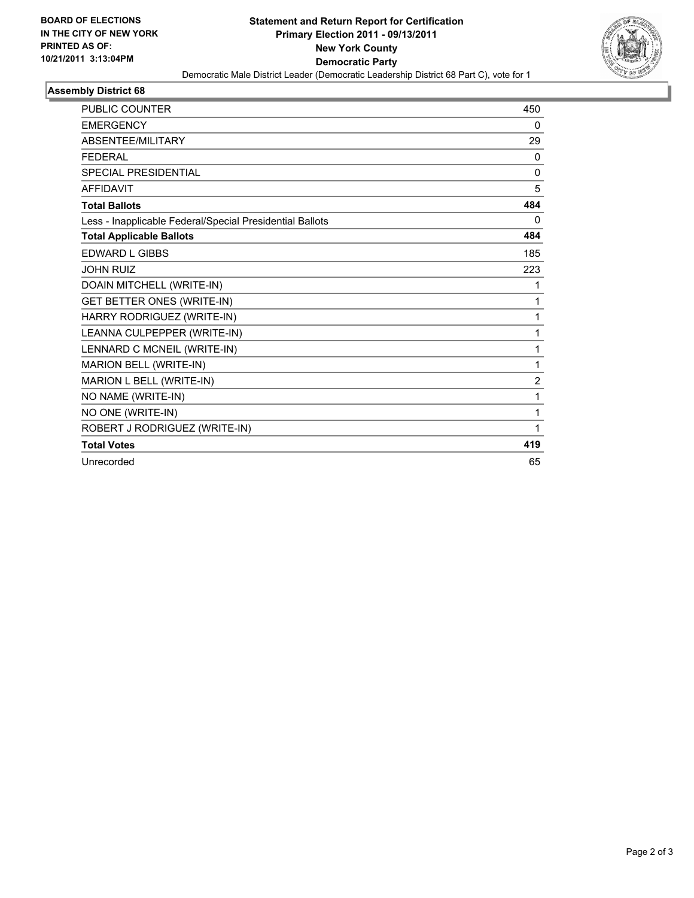**BOARD OF ELECTIONS IN THE CITY OF NEW YORK PRINTED AS OF: 10/21/2011 3:13:04PM**

# Statement and Return Report for Certification
## Primary Election 2011 - 09/13/2011
## New York County
## Democratic Party

Democratic Male District Leader (Democratic Leadership District 68 Part C), vote for 1

### Assembly District 68

| | |
|---|---|
| PUBLIC COUNTER | 450 |
| EMERGENCY | 0 |
| ABSENTEE/MILITARY | 29 |
| FEDERAL | 0 |
| SPECIAL PRESIDENTIAL | 0 |
| AFFIDAVIT | 5 |
| **Total Ballots** | **484** |
| Less - Inapplicable Federal/Special Presidential Ballots | 0 |
| **Total Applicable Ballots** | **484** |
| EDWARD L GIBBS | 185 |
| JOHN RUIZ | 223 |
| DOAIN MITCHELL (WRITE-IN) | 1 |
| GET BETTER ONES (WRITE-IN) | 1 |
| HARRY RODRIGUEZ (WRITE-IN) | 1 |
| LEANNA CULPEPPER (WRITE-IN) | 1 |
| LENNARD C MCNEIL (WRITE-IN) | 1 |
| MARION BELL (WRITE-IN) | 1 |
| MARION L BELL (WRITE-IN) | 2 |
| NO NAME (WRITE-IN) | 1 |
| NO ONE (WRITE-IN) | 1 |
| ROBERT J RODRIGUEZ (WRITE-IN) | 1 |
| **Total Votes** | **419** |
| Unrecorded | 65 |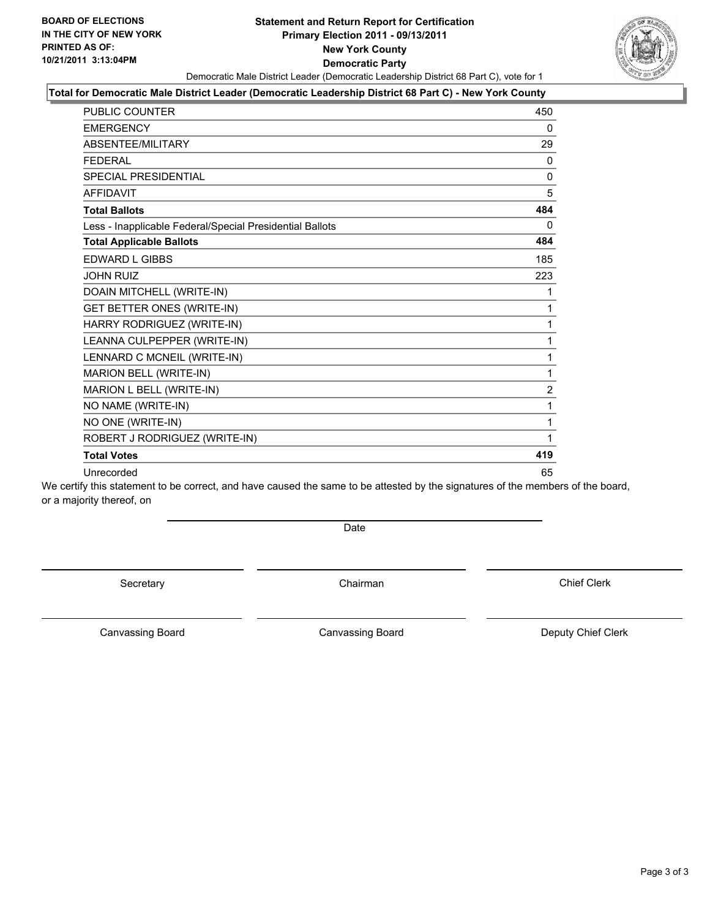**BOARD OF ELECTIONS IN THE CITY OF NEW YORK PRINTED AS OF: 10/21/2011 3:13:04PM**

# Statement and Return Report for Certification
## Primary Election 2011 - 09/13/2011
## New York County
## Democratic Party

Democratic Male District Leader (Democratic Leadership District 68 Part C), vote for 1

**Total for Democratic Male District Leader (Democratic Leadership District 68 Part C) - New York County**

| | |
|---|---|
| PUBLIC COUNTER | 450 |
| EMERGENCY | 0 |
| ABSENTEE/MILITARY | 29 |
| FEDERAL | 0 |
| SPECIAL PRESIDENTIAL | 0 |
| AFFIDAVIT | 5 |
| **Total Ballots** | **484** |
| Less - Inapplicable Federal/Special Presidential Ballots | 0 |
| **Total Applicable Ballots** | **484** |
| EDWARD L GIBBS | 185 |
| JOHN RUIZ | 223 |
| DOAIN MITCHELL (WRITE-IN) | 1 |
| GET BETTER ONES (WRITE-IN) | 1 |
| HARRY RODRIGUEZ (WRITE-IN) | 1 |
| LEANNA CULPEPPER (WRITE-IN) | 1 |
| LENNARD C MCNEIL (WRITE-IN) | 1 |
| MARION BELL (WRITE-IN) | 1 |
| MARION L BELL (WRITE-IN) | 2 |
| NO NAME (WRITE-IN) | 1 |
| NO ONE (WRITE-IN) | 1 |
| ROBERT J RODRIGUEZ (WRITE-IN) | 1 |
| **Total Votes** | **419** |
| Unrecorded | 65 |

We certify this statement to be correct, and have caused the same to be attested by the signatures of the members of the board, or a majority thereof, on

Date

Secretary

Chairman

Chief Clerk

Canvassing Board

Canvassing Board

Deputy Chief Clerk